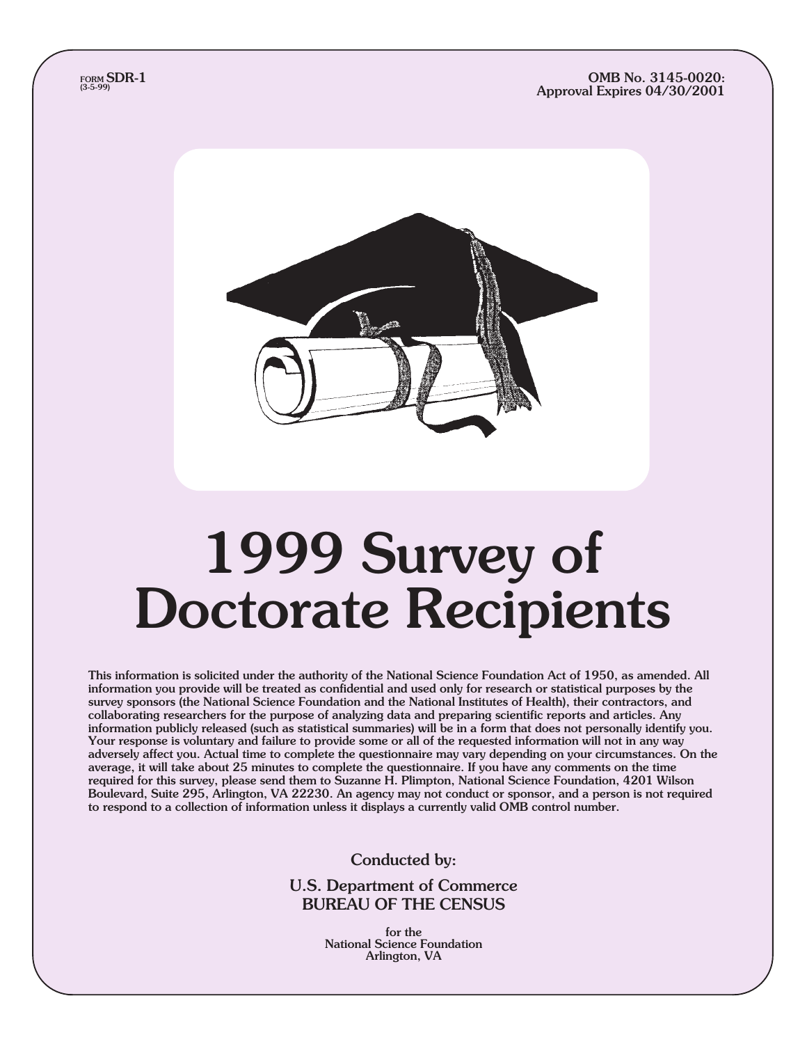FORM **SDR-1**
(3-5-99)

**OMB No. 3145-0020:**
**Approval Expires 04/30/2001**

# 1999 Survey of Doctorate Recipients

**This information is solicited under the authority of the National Science Foundation Act of 1950, as amended. All information you provide will be treated as confidential and used only for research or statistical purposes by the survey sponsors (the National Science Foundation and the National Institutes of Health), their contractors, and collaborating researchers for the purpose of analyzing data and preparing scientific reports and articles. Any information publicly released (such as statistical summaries) will be in a form that does not personally identify you. Your response is voluntary and failure to provide some or all of the requested information will not in any way adversely affect you. Actual time to complete the questionnaire may vary depending on your circumstances. On the average, it will take about 25 minutes to complete the questionnaire. If you have any comments on the time required for this survey, please send them to Suzanne H. Plimpton, National Science Foundation, 4201 Wilson Boulevard, Suite 295, Arlington, VA 22230. An agency may not conduct or sponsor, and a person is not required to respond to a collection of information unless it displays a currently valid OMB control number.**

Conducted by:

U.S. Department of Commerce
BUREAU OF THE CENSUS

for the
National Science Foundation
Arlington, VA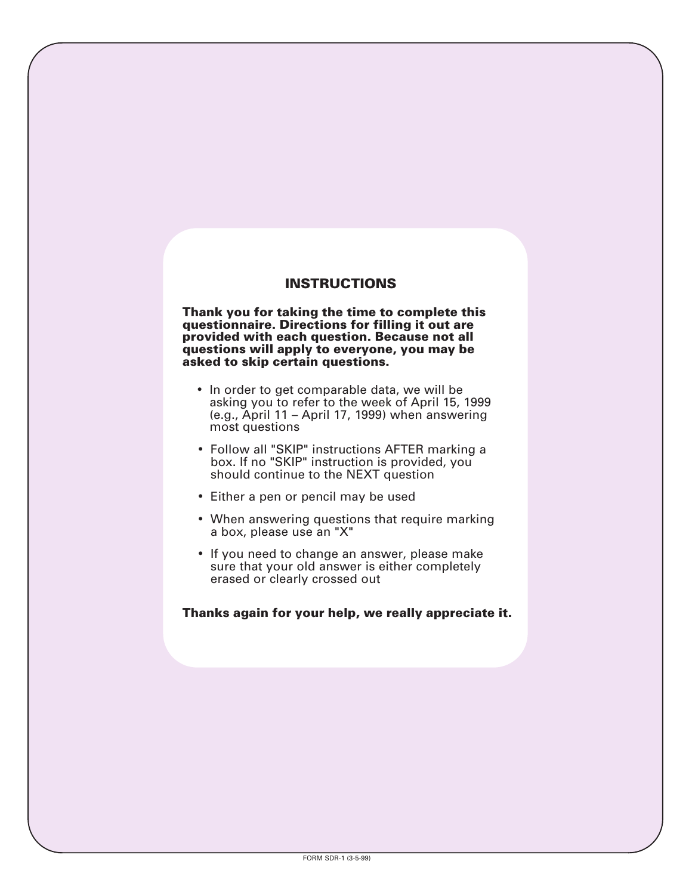## INSTRUCTIONS

**Thank you for taking the time to complete this questionnaire. Directions for filling it out are provided with each question. Because not all questions will apply to everyone, you may be asked to skip certain questions.**

- In order to get comparable data, we will be asking you to refer to the week of April 15, 1999 (e.g., April 11 – April 17, 1999) when answering most questions
- Follow all "SKIP" instructions AFTER marking a box. If no "SKIP" instruction is provided, you should continue to the NEXT question
- Either a pen or pencil may be used
- When answering questions that require marking a box, please use an "X"
- If you need to change an answer, please make sure that your old answer is either completely erased or clearly crossed out

**Thanks again for your help, we really appreciate it.**

FORM SDR-1 (3-5-99)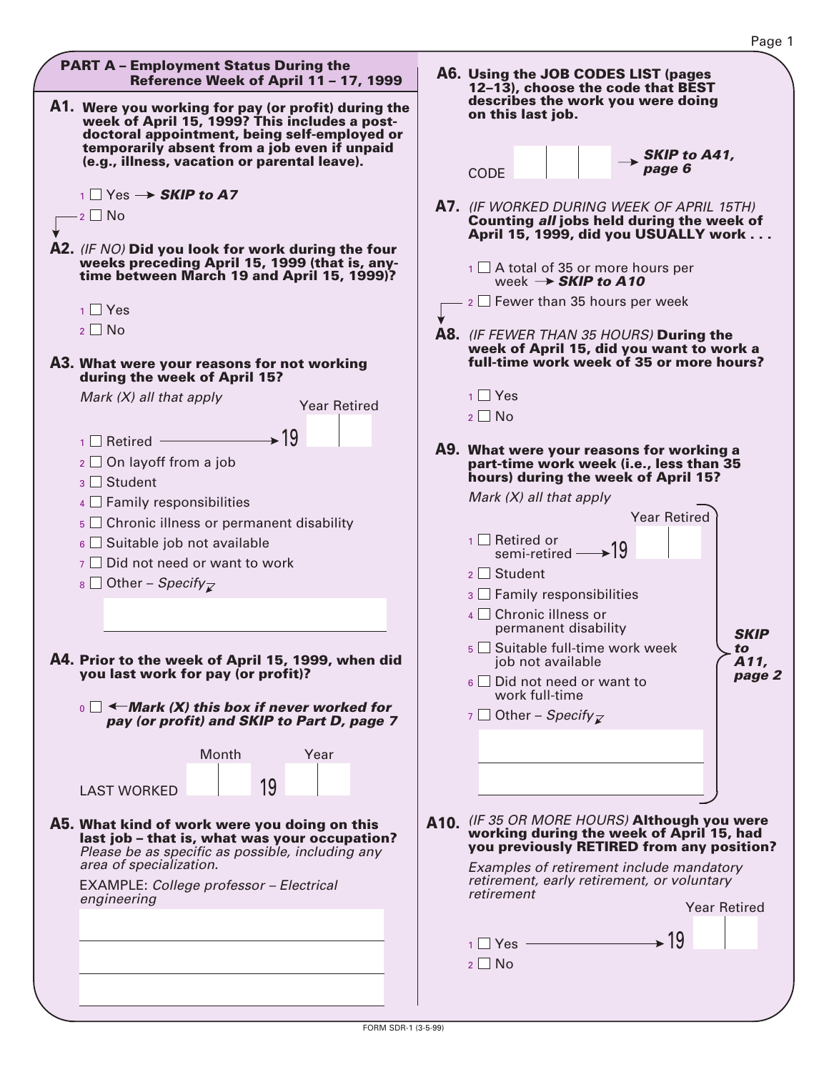## PART A – Employment Status During the Reference Week of April 11 – 17, 1999

**A1. Were you working for pay (or profit) during the week of April 15, 1999? This includes a post-doctoral appointment, being self-employed or temporarily absent from a job even if unpaid (e.g., illness, vacation or parental leave).**

1 ☐ Yes → ***SKIP to A7***

2 ☐ No

**A2.** *(IF NO)* **Did you look for work during the four weeks preceding April 15, 1999 (that is, anytime between March 19 and April 15, 1999)?**

1 ☐ Yes

2 ☐ No

**A3. What were your reasons for not working during the week of April 15?**

*Mark (X) all that apply*

1 ☐ Retired → Year Retired 19 ☐☐

2 ☐ On layoff from a job

3 ☐ Student

4 ☐ Family responsibilities

5 ☐ Chronic illness or permanent disability

6 ☐ Suitable job not available

7 ☐ Did not need or want to work

8 ☐ Other – *Specify*

**A4. Prior to the week of April 15, 1999, when did you last work for pay (or profit)?**

0 ☐ ← ***Mark (X) this box if never worked for pay (or profit) and SKIP to Part D, page 7***

LAST WORKED Month ☐☐ Year 19 ☐☐

**A5. What kind of work were you doing on this last job – that is, what was your occupation?** *Please be as specific as possible, including any area of specialization.*

EXAMPLE: *College professor – Electrical engineering*

**A6. Using the JOB CODES LIST (pages 12–13), choose the code that BEST describes the work you were doing on this last job.**

CODE ☐☐☐ → ***SKIP to A41, page 6***

**A7.** *(IF WORKED DURING WEEK OF APRIL 15TH)* **Counting *all* jobs held during the week of April 15, 1999, did you USUALLY work . . .**

1 ☐ A total of 35 or more hours per week → ***SKIP to A10***

2 ☐ Fewer than 35 hours per week

**A8.** *(IF FEWER THAN 35 HOURS)* **During the week of April 15, did you want to work a full-time work week of 35 or more hours?**

1 ☐ Yes

2 ☐ No

**A9. What were your reasons for working a part-time work week (i.e., less than 35 hours) during the week of April 15?**

*Mark (X) all that apply*

1 ☐ Retired or semi-retired → Year Retired 19 ☐☐

2 ☐ Student

3 ☐ Family responsibilities

4 ☐ Chronic illness or permanent disability

5 ☐ Suitable full-time work week job not available

6 ☐ Did not need or want to work full-time

7 ☐ Other – *Specify*

***SKIP to A11, page 2***

**A10.** *(IF 35 OR MORE HOURS)* **Although you were working during the week of April 15, had you previously RETIRED from any position?**

*Examples of retirement include mandatory retirement, early retirement, or voluntary retirement*

1 ☐ Yes → Year Retired 19 ☐☐

2 ☐ No

FORM SDR-1 (3-5-99)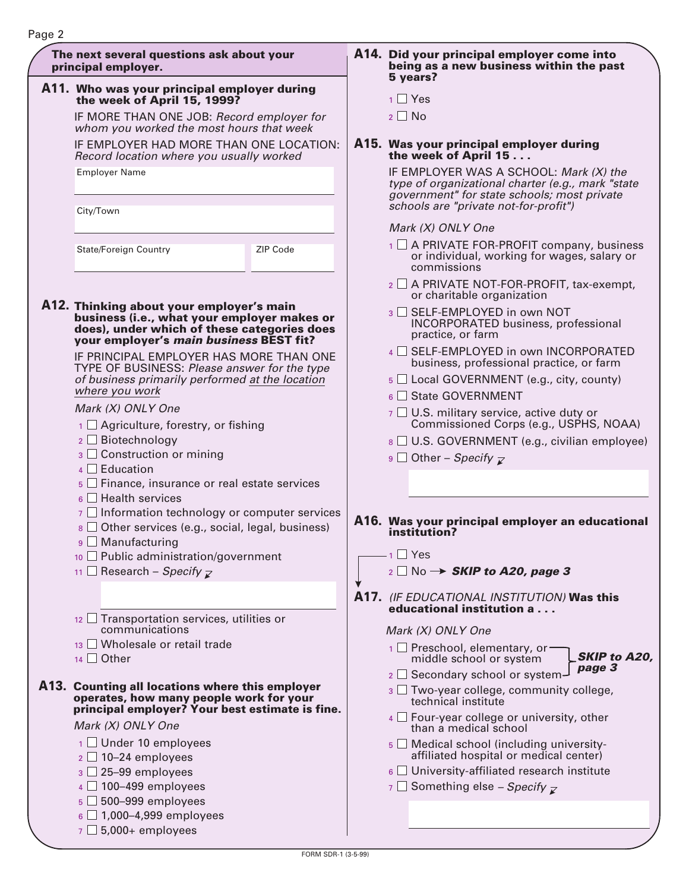**The next several questions ask about your principal employer.**

**A11. Who was your principal employer during the week of April 15, 1999?**

IF MORE THAN ONE JOB: *Record employer for whom you worked the most hours that week*

IF EMPLOYER HAD MORE THAN ONE LOCATION: *Record location where you usually worked*

Employer Name

City/Town

State/Foreign Country | ZIP Code

**A12. Thinking about your employer's main business (i.e., what your employer makes or does), under which of these categories does your employer's *main business* BEST fit?**

IF PRINCIPAL EMPLOYER HAS MORE THAN ONE TYPE OF BUSINESS: *Please answer for the type of business primarily performed at the location where you work*

*Mark (X) ONLY One*

- 1 ☐ Agriculture, forestry, or fishing
- 2 ☐ Biotechnology
- 3 ☐ Construction or mining
- 4 ☐ Education
- 5 ☐ Finance, insurance or real estate services
- 6 ☐ Health services
- 7 ☐ Information technology or computer services
- 8 ☐ Other services (e.g., social, legal, business)
- 9 ☐ Manufacturing
- 10 ☐ Public administration/government
- 11 ☐ Research – *Specify*
- 12 ☐ Transportation services, utilities or communications
- 13 ☐ Wholesale or retail trade
- 14 ☐ Other

**A13. Counting all locations where this employer operates, how many people work for your principal employer? Your best estimate is fine.**

*Mark (X) ONLY One*

- 1 ☐ Under 10 employees
- 2 ☐ 10–24 employees
- 3 ☐ 25–99 employees
- 4 ☐ 100–499 employees
- 5 ☐ 500–999 employees
- 6 ☐ 1,000–4,999 employees
- 7 ☐ 5,000+ employees

**A14. Did your principal employer come into being as a new business within the past 5 years?**

- 1 ☐ Yes
- 2 ☐ No

**A15. Was your principal employer during the week of April 15 . . .**

IF EMPLOYER WAS A SCHOOL: *Mark (X) the type of organizational charter (e.g., mark "state government" for state schools; most private schools are "private not-for-profit")*

*Mark (X) ONLY One*

- 1 ☐ A PRIVATE FOR-PROFIT company, business or individual, working for wages, salary or commissions
- 2 ☐ A PRIVATE NOT-FOR-PROFIT, tax-exempt, or charitable organization
- 3 ☐ SELF-EMPLOYED in own NOT INCORPORATED business, professional practice, or farm
- 4 ☐ SELF-EMPLOYED in own INCORPORATED business, professional practice, or farm
- 5 ☐ Local GOVERNMENT (e.g., city, county)
- 6 ☐ State GOVERNMENT
- 7 ☐ U.S. military service, active duty or Commissioned Corps (e.g., USPHS, NOAA)
- 8 ☐ U.S. GOVERNMENT (e.g., civilian employee)
- 9 ☐ Other – *Specify*

**A16. Was your principal employer an educational institution?**

- 1 ☐ Yes
- 2 ☐ No → ***SKIP to A20, page 3***

**A17.** *(IF EDUCATIONAL INSTITUTION)* **Was this educational institution a . . .**

*Mark (X) ONLY One*

- 1 ☐ Preschool, elementary, or middle school or system — ***SKIP to A20, page 3***
- 2 ☐ Secondary school or system — ***SKIP to A20, page 3***
- 3 ☐ Two-year college, community college, technical institute
- 4 ☐ Four-year college or university, other than a medical school
- 5 ☐ Medical school (including university-affiliated hospital or medical center)
- 6 ☐ University-affiliated research institute
- 7 ☐ Something else – *Specify*

FORM SDR-1 (3-5-99)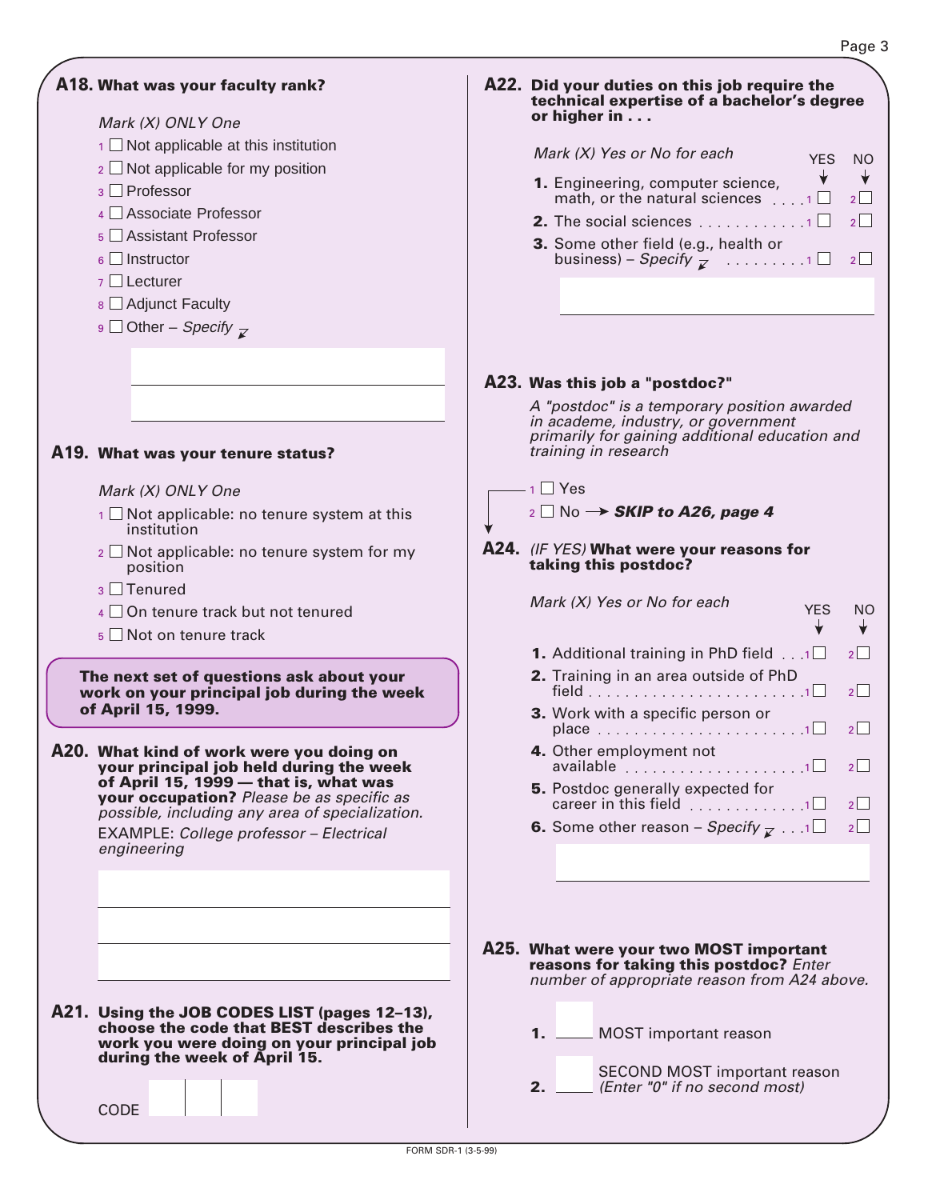**A18. What was your faculty rank?**

*Mark (X) ONLY One*

1 ☐ Not applicable at this institution
2 ☐ Not applicable for my position
3 ☐ Professor
4 ☐ Associate Professor
5 ☐ Assistant Professor
6 ☐ Instructor
7 ☐ Lecturer
8 ☐ Adjunct Faculty
9 ☐ Other – *Specify*

______________________________

______________________________

**A19. What was your tenure status?**

*Mark (X) ONLY One*

1 ☐ Not applicable: no tenure system at this institution
2 ☐ Not applicable: no tenure system for my position
3 ☐ Tenured
4 ☐ On tenure track but not tenured
5 ☐ Not on tenure track

**The next set of questions ask about your work on your principal job during the week of April 15, 1999.**

**A20. What kind of work were you doing on your principal job held during the week of April 15, 1999 — that is, what was your occupation?** *Please be as specific as possible, including any area of specialization.*

EXAMPLE: *College professor – Electrical engineering*

______________________________

______________________________

______________________________

**A21. Using the JOB CODES LIST (pages 12–13), choose the code that BEST describes the work you were doing on your principal job during the week of April 15.**

CODE ☐☐☐

**A22. Did your duties on this job require the technical expertise of a bachelor's degree or higher in . . .**

*Mark (X) Yes or No for each*

| | YES | NO |
|---|---|---|
| **1.** Engineering, computer science, math, or the natural sciences | 1 ☐ | 2 ☐ |
| **2.** The social sciences | 1 ☐ | 2 ☐ |
| **3.** Some other field (e.g., health or business) – *Specify* | 1 ☐ | 2 ☐ |

______________________________

**A23. Was this job a "postdoc?"**

*A "postdoc" is a temporary position awarded in academe, industry, or government primarily for gaining additional education and training in research*

1 ☐ Yes
2 ☐ No → ***SKIP to A26, page 4***

**A24.** *(IF YES)* **What were your reasons for taking this postdoc?**

*Mark (X) Yes or No for each*

| | YES | NO |
|---|---|---|
| **1.** Additional training in PhD field | 1 ☐ | 2 ☐ |
| **2.** Training in an area outside of PhD field | 1 ☐ | 2 ☐ |
| **3.** Work with a specific person or place | 1 ☐ | 2 ☐ |
| **4.** Other employment not available | 1 ☐ | 2 ☐ |
| **5.** Postdoc generally expected for career in this field | 1 ☐ | 2 ☐ |
| **6.** Some other reason – *Specify* | 1 ☐ | 2 ☐ |

______________________________

**A25. What were your two MOST important reasons for taking this postdoc?** *Enter number of appropriate reason from A24 above.*

**1.** ____ MOST important reason

**2.** ____ SECOND MOST important reason *(Enter "0" if no second most)*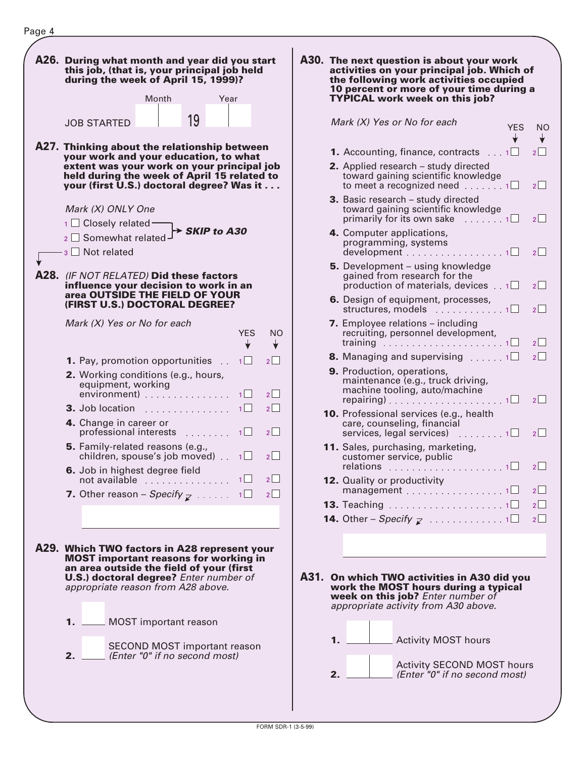**A26. During what month and year did you start this job, (that is, your principal job held during the week of April 15, 1999)?**

| | Month | Year |
|---|---|---|
| JOB STARTED | | 19 |

**A27. Thinking about the relationship between your work and your education, to what extent was your work on your principal job held during the week of April 15 related to your (first U.S.) doctoral degree? Was it . . .**

*Mark (X) ONLY One*

- 1 ☐ Closely related → ***SKIP to A30***
- 2 ☐ Somewhat related → ***SKIP to A30***
- 3 ☐ Not related

**A28.** *(IF NOT RELATED)* **Did these factors influence your decision to work in an area OUTSIDE THE FIELD OF YOUR (FIRST U.S.) DOCTORAL DEGREE?**

*Mark (X) Yes or No for each*

| | YES | NO |
|---|---|---|
| **1.** Pay, promotion opportunities | 1 ☐ | 2 ☐ |
| **2.** Working conditions (e.g., hours, equipment, working environment) | 1 ☐ | 2 ☐ |
| **3.** Job location | 1 ☐ | 2 ☐ |
| **4.** Change in career or professional interests | 1 ☐ | 2 ☐ |
| **5.** Family-related reasons (e.g., children, spouse's job moved) | 1 ☐ | 2 ☐ |
| **6.** Job in highest degree field not available | 1 ☐ | 2 ☐ |
| **7.** Other reason – *Specify* | 1 ☐ | 2 ☐ |

**A29. Which TWO factors in A28 represent your MOST important reasons for working in an area outside the field of your (first U.S.) doctoral degree?** *Enter number of appropriate reason from A28 above.*

1. ____ MOST important reason
2. ____ SECOND MOST important reason *(Enter "0" if no second most)*

**A30. The next question is about your work activities on your principal job. Which of the following work activities occupied 10 percent or more of your time during a TYPICAL work week on this job?**

*Mark (X) Yes or No for each*

| | YES | NO |
|---|---|---|
| **1.** Accounting, finance, contracts | 1 ☐ | 2 ☐ |
| **2.** Applied research – study directed toward gaining scientific knowledge to meet a recognized need | 1 ☐ | 2 ☐ |
| **3.** Basic research – study directed toward gaining scientific knowledge primarily for its own sake | 1 ☐ | 2 ☐ |
| **4.** Computer applications, programming, systems development | 1 ☐ | 2 ☐ |
| **5.** Development – using knowledge gained from research for the production of materials, devices | 1 ☐ | 2 ☐ |
| **6.** Design of equipment, processes, structures, models | 1 ☐ | 2 ☐ |
| **7.** Employee relations – including recruiting, personnel development, training | 1 ☐ | 2 ☐ |
| **8.** Managing and supervising | 1 ☐ | 2 ☐ |
| **9.** Production, operations, maintenance (e.g., truck driving, machine tooling, auto/machine repairing) | 1 ☐ | 2 ☐ |
| **10.** Professional services (e.g., health care, counseling, financial services, legal services) | 1 ☐ | 2 ☐ |
| **11.** Sales, purchasing, marketing, customer service, public relations | 1 ☐ | 2 ☐ |
| **12.** Quality or productivity management | 1 ☐ | 2 ☐ |
| **13.** Teaching | 1 ☐ | 2 ☐ |
| **14.** Other – *Specify* | 1 ☐ | 2 ☐ |

**A31. On which TWO activities in A30 did you work the MOST hours during a typical week on this job?** *Enter number of appropriate activity from A30 above.*

1. ____ Activity MOST hours
2. ____ Activity SECOND MOST hours *(Enter "0" if no second most)*

FORM SDR-1 (3-5-99)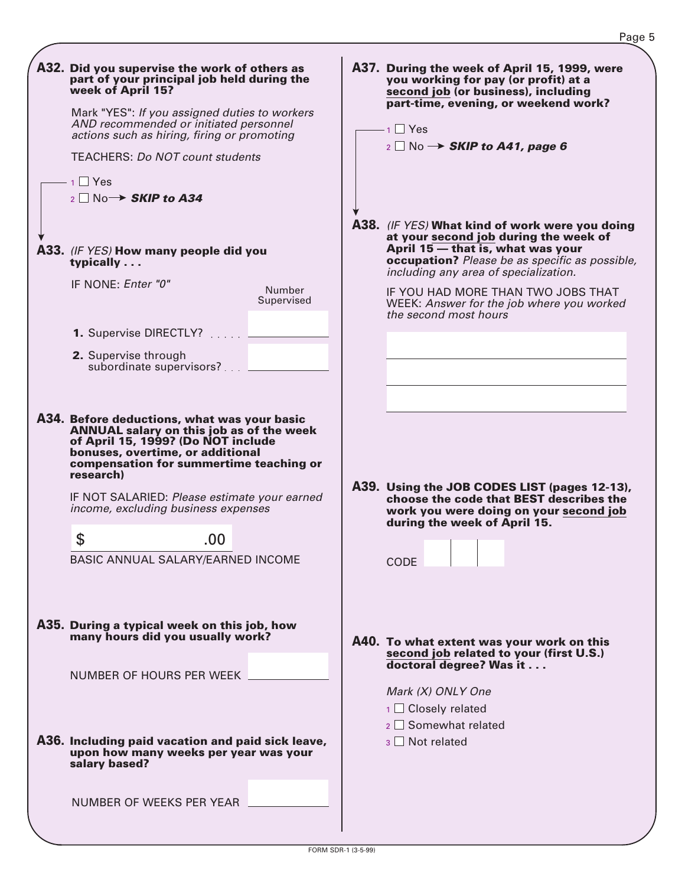**A32. Did you supervise the work of others as part of your principal job held during the week of April 15?**

Mark "YES": *If you assigned duties to workers AND recommended or initiated personnel actions such as hiring, firing or promoting*

TEACHERS: *Do NOT count students*

1 ☐ Yes
2 ☐ No → ***SKIP to A34***

**A33.** *(IF YES)* **How many people did you typically . . .**

IF NONE: *Enter "0"*

| | Number Supervised |
|---|---|
| **1.** Supervise DIRECTLY? . . . . . | |
| **2.** Supervise through subordinate supervisors? . . . | |

**A34. Before deductions, what was your basic ANNUAL salary on this job as of the week of April 15, 1999? (Do NOT include bonuses, overtime, or additional compensation for summertime teaching or research)**

IF NOT SALARIED: *Please estimate your earned income, excluding business expenses*

$ __________ .00

BASIC ANNUAL SALARY/EARNED INCOME

**A35. During a typical week on this job, how many hours did you usually work?**

NUMBER OF HOURS PER WEEK __________

**A36. Including paid vacation and paid sick leave, upon how many weeks per year was your salary based?**

NUMBER OF WEEKS PER YEAR __________

**A37. During the week of April 15, 1999, were you working for pay (or profit) at a <u>second job</u> (or business), including part-time, evening, or weekend work?**

1 ☐ Yes
2 ☐ No → ***SKIP to A41, page 6***

**A38.** *(IF YES)* **What kind of work were you doing at your <u>second job</u> during the week of <u>April 15</u> — that is, what was your occupation?** *Please be as specific as possible, including any area of specialization.*

IF YOU HAD MORE THAN TWO JOBS THAT WEEK: *Answer for the job where you worked the second most hours*

__________
__________
__________

**A39. Using the JOB CODES LIST (pages 12-13), choose the code that BEST describes the work you were doing on your <u>second job</u> during the week of April 15.**

CODE ☐☐☐

**A40. To what extent was your work on this <u>second job</u> related to your (first U.S.) doctoral degree? Was it . . .**

*Mark (X) ONLY One*

1 ☐ Closely related
2 ☐ Somewhat related
3 ☐ Not related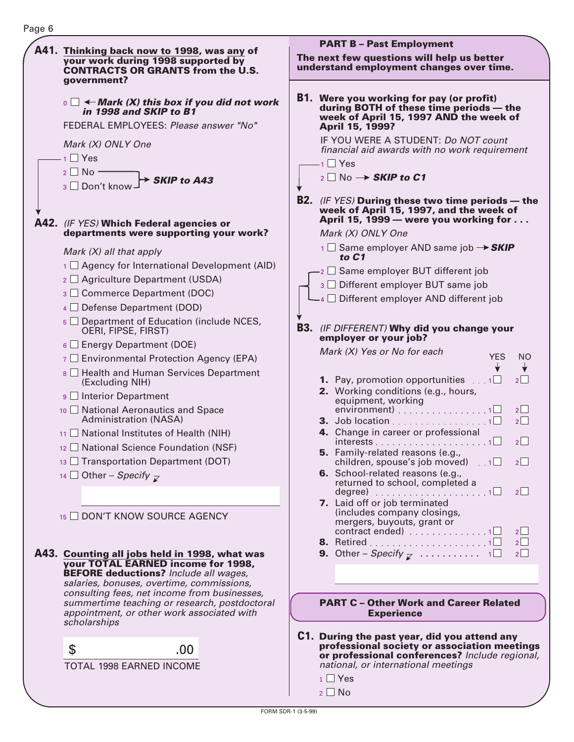**A41. Thinking back now to 1998, was any of your work during 1998 supported by CONTRACTS OR GRANTS from the U.S. government?**

0 ☐ ← ***Mark (X) this box if you did not work in 1998 and SKIP to B1***

FEDERAL EMPLOYEES: *Please answer "No"*

*Mark (X) ONLY One*

1 ☐ Yes
2 ☐ No → ***SKIP to A43***
3 ☐ Don't know → ***SKIP to A43***

**A42.** *(IF YES)* **Which Federal agencies or departments were supporting your work?**

*Mark (X) all that apply*

1 ☐ Agency for International Development (AID)
2 ☐ Agriculture Department (USDA)
3 ☐ Commerce Department (DOC)
4 ☐ Defense Department (DOD)
5 ☐ Department of Education (include NCES, OERI, FIPSE, FIRST)
6 ☐ Energy Department (DOE)
7 ☐ Environmental Protection Agency (EPA)
8 ☐ Health and Human Services Department (Excluding NIH)
9 ☐ Interior Department
10 ☐ National Aeronautics and Space Administration (NASA)
11 ☐ National Institutes of Health (NIH)
12 ☐ National Science Foundation (NSF)
13 ☐ Transportation Department (DOT)
14 ☐ Other – *Specify*

______________________

15 ☐ DON'T KNOW SOURCE AGENCY

**A43. Counting all jobs held in 1998, what was your TOTAL EARNED income for 1998, BEFORE deductions?** *Include all wages, salaries, bonuses, overtime, commissions, consulting fees, net income from businesses, summertime teaching or research, postdoctoral appointment, or other work associated with scholarships*

$ ______________ .00
TOTAL 1998 EARNED INCOME

## PART B – Past Employment

**The next few questions will help us better understand employment changes over time.**

**B1. Were you working for pay (or profit) during BOTH of these time periods — the week of April 15, 1997 AND the week of April 15, 1999?**

IF YOU WERE A STUDENT: *Do NOT count financial aid awards with no work requirement*

1 ☐ Yes
2 ☐ No → ***SKIP to C1***

**B2.** *(IF YES)* **During these two time periods — the week of April 15, 1997, and the week of April 15, 1999 — were you working for . . .**

*Mark (X) ONLY One*

1 ☐ Same employer AND same job → ***SKIP to C1***
2 ☐ Same employer BUT different job
3 ☐ Different employer BUT same job
4 ☐ Different employer AND different job

**B3.** *(IF DIFFERENT)* **Why did you change your employer or your job?**

*Mark (X) Yes or No for each*

| | YES | NO |
|---|---|---|
| **1.** Pay, promotion opportunities | 1 ☐ | 2 ☐ |
| **2.** Working conditions (e.g., hours, equipment, working environment) | 1 ☐ | 2 ☐ |
| **3.** Job location | 1 ☐ | 2 ☐ |
| **4.** Change in career or professional interests | 1 ☐ | 2 ☐ |
| **5.** Family-related reasons (e.g., children, spouse's job moved) | 1 ☐ | 2 ☐ |
| **6.** School-related reasons (e.g., returned to school, completed a degree) | 1 ☐ | 2 ☐ |
| **7.** Laid off or job terminated (includes company closings, mergers, buyouts, grant or contract ended) | 1 ☐ | 2 ☐ |
| **8.** Retired | 1 ☐ | 2 ☐ |
| **9.** Other – *Specify* | 1 ☐ | 2 ☐ |

______________________

## PART C – Other Work and Career Related Experience

**C1. During the past year, did you attend any professional society or association meetings or professional conferences?** *Include regional, national, or international meetings*

1 ☐ Yes
2 ☐ No

FORM SDR-1 (3-5-99)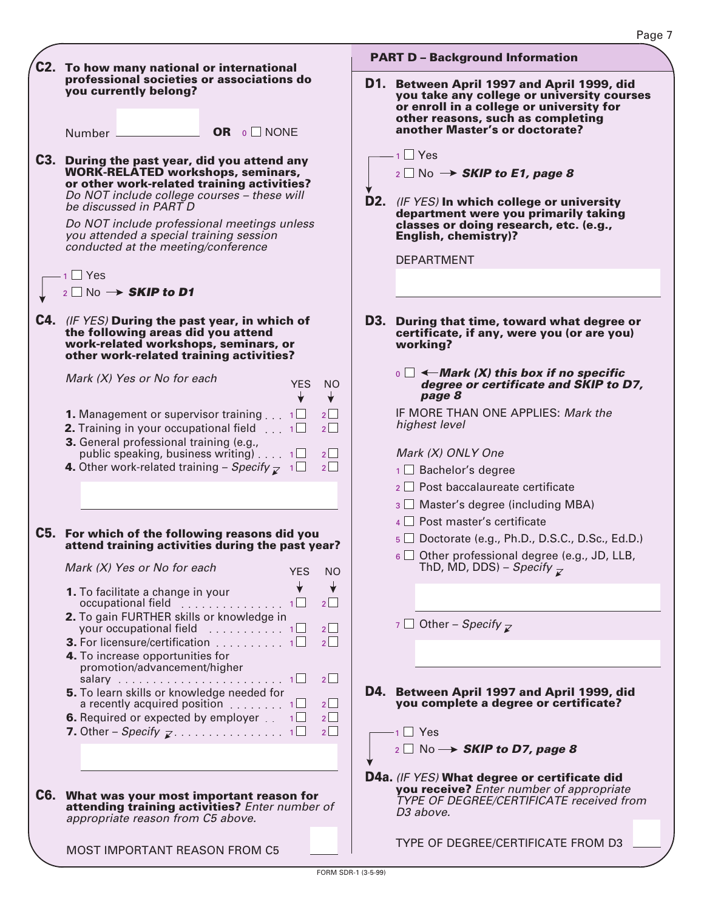**C2. To how many national or international professional societies or associations do you currently belong?**

Number ______ **OR** 0 ☐ NONE

**C3. During the past year, did you attend any WORK-RELATED workshops, seminars, or other work-related training activities?** *Do NOT include college courses – these will be discussed in PART D*

*Do NOT include professional meetings unless you attended a special training session conducted at the meeting/conference*

1 ☐ Yes
2 ☐ No → ***SKIP to D1***

**C4.** *(IF YES)* **During the past year, in which of the following areas did you attend work-related workshops, seminars, or other work-related training activities?**

*Mark (X) Yes or No for each*

| | YES | NO |
|---|---|---|
| **1.** Management or supervisor training | 1 ☐ | 2 ☐ |
| **2.** Training in your occupational field | 1 ☐ | 2 ☐ |
| **3.** General professional training (e.g., public speaking, business writing) | 1 ☐ | 2 ☐ |
| **4.** Other work-related training – *Specify* | 1 ☐ | 2 ☐ |

**C5. For which of the following reasons did you attend training activities during the past year?**

*Mark (X) Yes or No for each*

| | YES | NO |
|---|---|---|
| **1.** To facilitate a change in your occupational field | 1 ☐ | 2 ☐ |
| **2.** To gain FURTHER skills or knowledge in your occupational field | 1 ☐ | 2 ☐ |
| **3.** For licensure/certification | 1 ☐ | 2 ☐ |
| **4.** To increase opportunities for promotion/advancement/higher salary | 1 ☐ | 2 ☐ |
| **5.** To learn skills or knowledge needed for a recently acquired position | 1 ☐ | 2 ☐ |
| **6.** Required or expected by employer | 1 ☐ | 2 ☐ |
| **7.** Other – *Specify* | 1 ☐ | 2 ☐ |

**C6. What was your most important reason for attending training activities?** *Enter number of appropriate reason from C5 above.*

MOST IMPORTANT REASON FROM C5 ______

## PART D – Background Information

**D1. Between April 1997 and April 1999, did you take any college or university courses or enroll in a college or university for other reasons, such as completing another Master's or doctorate?**

1 ☐ Yes
2 ☐ No → ***SKIP to E1, page 8***

**D2.** *(IF YES)* **In which college or university department were you primarily taking classes or doing research, etc. (e.g., English, chemistry)?**

DEPARTMENT ______

**D3. During that time, toward what degree or certificate, if any, were you (or are you) working?**

0 ☐ ← ***Mark (X) this box if no specific degree or certificate and SKIP to D7, page 8***

IF MORE THAN ONE APPLIES: *Mark the highest level*

*Mark (X) ONLY One*

1 ☐ Bachelor's degree
2 ☐ Post baccalaureate certificate
3 ☐ Master's degree (including MBA)
4 ☐ Post master's certificate
5 ☐ Doctorate (e.g., Ph.D., D.S.C., D.Sc., Ed.D.)
6 ☐ Other professional degree (e.g., JD, LLB, ThD, MD, DDS) – *Specify*
7 ☐ Other – *Specify*

**D4. Between April 1997 and April 1999, did you complete a degree or certificate?**

1 ☐ Yes
2 ☐ No → ***SKIP to D7, page 8***

**D4a.** *(IF YES)* **What degree or certificate did you receive?** *Enter number of appropriate TYPE OF DEGREE/CERTIFICATE received from D3 above.*

TYPE OF DEGREE/CERTIFICATE FROM D3 ______

FORM SDR-1 (3-5-99)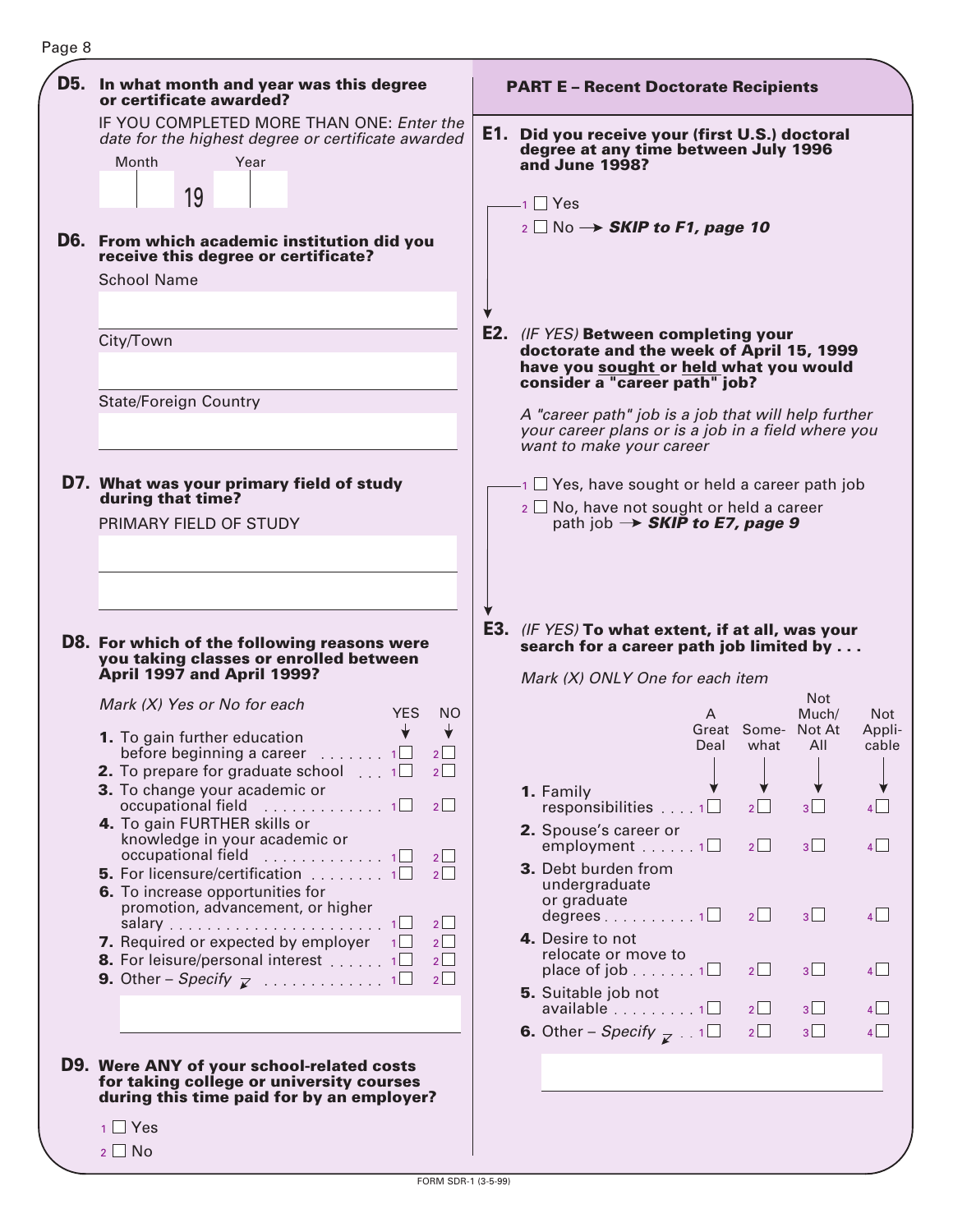**D5. In what month and year was this degree or certificate awarded?**

IF YOU COMPLETED MORE THAN ONE: *Enter the date for the highest degree or certificate awarded*

Month ____ Year 19 ____

**D6. From which academic institution did you receive this degree or certificate?**

School Name

City/Town

State/Foreign Country

**D7. What was your primary field of study during that time?**

PRIMARY FIELD OF STUDY

**D8. For which of the following reasons were you taking classes or enrolled between April 1997 and April 1999?**

*Mark (X) Yes or No for each*

| | YES | NO |
|---|---|---|
| **1.** To gain further education before beginning a career | 1 ☐ | 2 ☐ |
| **2.** To prepare for graduate school | 1 ☐ | 2 ☐ |
| **3.** To change your academic or occupational field | 1 ☐ | 2 ☐ |
| **4.** To gain FURTHER skills or knowledge in your academic or occupational field | 1 ☐ | 2 ☐ |
| **5.** For licensure/certification | 1 ☐ | 2 ☐ |
| **6.** To increase opportunities for promotion, advancement, or higher salary | 1 ☐ | 2 ☐ |
| **7.** Required or expected by employer | 1 ☐ | 2 ☐ |
| **8.** For leisure/personal interest | 1 ☐ | 2 ☐ |
| **9.** Other – *Specify* | 1 ☐ | 2 ☐ |

**D9. Were ANY of your school-related costs for taking college or university courses during this time paid for by an employer?**

1 ☐ Yes

2 ☐ No

## PART E – Recent Doctorate Recipients

**E1. Did you receive your (first U.S.) doctoral degree at any time between July 1996 and June 1998?**

1 ☐ Yes

2 ☐ No → ***SKIP to F1, page 10***

**E2.** *(IF YES)* **Between completing your doctorate and the week of April 15, 1999 have you sought or held what you would consider a "career path" job?**

*A "career path" job is a job that will help further your career plans or is a job in a field where you want to make your career*

1 ☐ Yes, have sought or held a career path job

2 ☐ No, have not sought or held a career path job → ***SKIP to E7, page 9***

**E3.** *(IF YES)* **To what extent, if at all, was your search for a career path job limited by . . .**

*Mark (X) ONLY One for each item*

| | A Great Deal | Somewhat | Not Much/ Not At All | Not Applicable |
|---|---|---|---|---|
| **1.** Family responsibilities | 1 ☐ | 2 ☐ | 3 ☐ | 4 ☐ |
| **2.** Spouse's career or employment | 1 ☐ | 2 ☐ | 3 ☐ | 4 ☐ |
| **3.** Debt burden from undergraduate or graduate degrees | 1 ☐ | 2 ☐ | 3 ☐ | 4 ☐ |
| **4.** Desire to not relocate or move to place of job | 1 ☐ | 2 ☐ | 3 ☐ | 4 ☐ |
| **5.** Suitable job not available | 1 ☐ | 2 ☐ | 3 ☐ | 4 ☐ |
| **6.** Other – *Specify* | 1 ☐ | 2 ☐ | 3 ☐ | 4 ☐ |

FORM SDR-1 (3-5-99)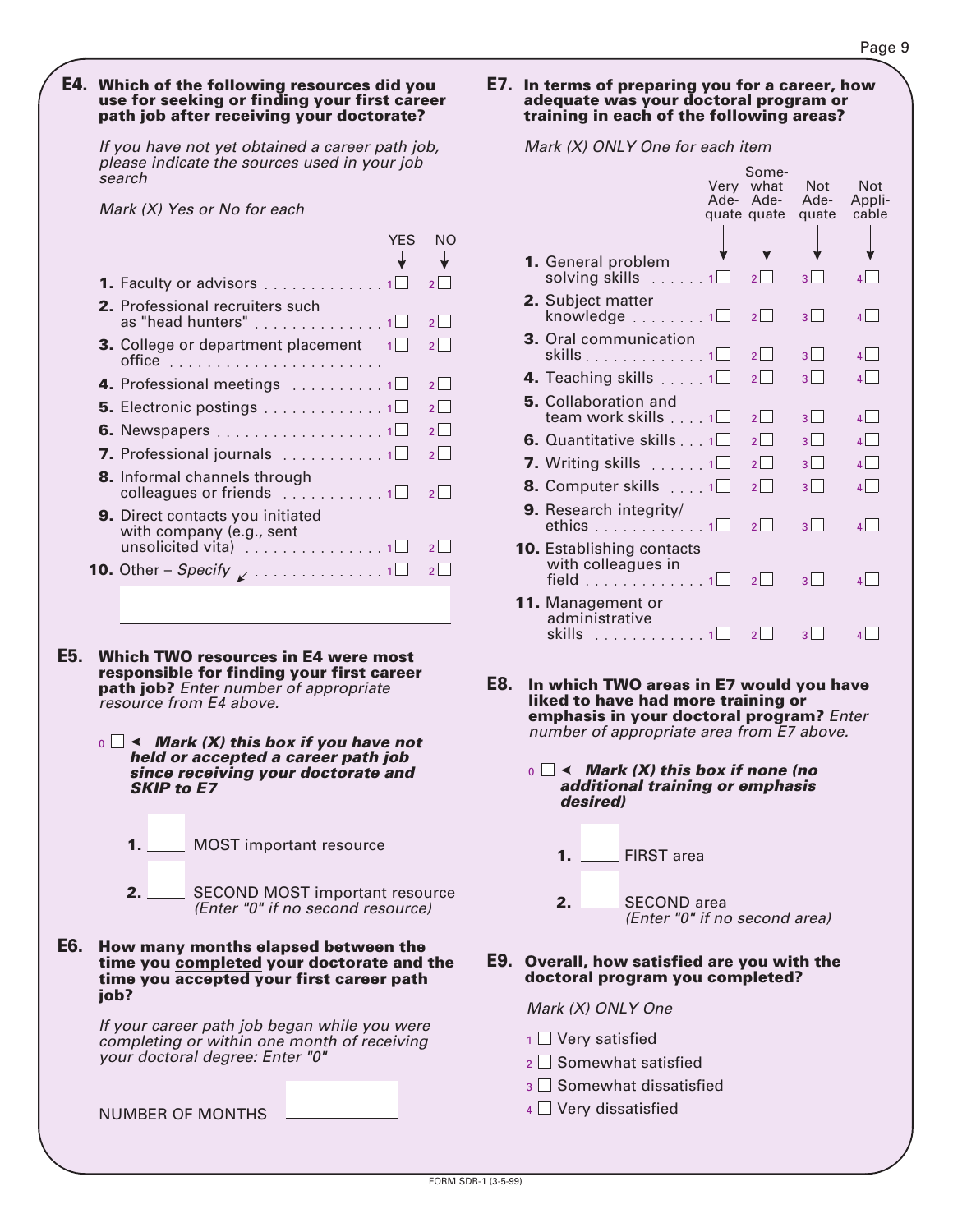**E4. Which of the following resources did you use for seeking or finding your first career path job after receiving your doctorate?**

*If you have not yet obtained a career path job, please indicate the sources used in your job search*

*Mark (X) Yes or No for each*

| | YES | NO |
|---|---|---|
| **1.** Faculty or advisors | 1☐ | 2☐ |
| **2.** Professional recruiters such as "head hunters" | 1☐ | 2☐ |
| **3.** College or department placement office | 1☐ | 2☐ |
| **4.** Professional meetings | 1☐ | 2☐ |
| **5.** Electronic postings | 1☐ | 2☐ |
| **6.** Newspapers | 1☐ | 2☐ |
| **7.** Professional journals | 1☐ | 2☐ |
| **8.** Informal channels through colleagues or friends | 1☐ | 2☐ |
| **9.** Direct contacts you initiated with company (e.g., sent unsolicited vita) | 1☐ | 2☐ |
| **10.** Other – *Specify* | 1☐ | 2☐ |

**E5. Which TWO resources in E4 were most responsible for finding your first career path job?** *Enter number of appropriate resource from E4 above.*

0 ☐ ← ***Mark (X) this box if you have not held or accepted a career path job since receiving your doctorate and SKIP to E7***

**1.** ____ MOST important resource

**2.** ____ SECOND MOST important resource *(Enter "0" if no second resource)*

**E6. How many months elapsed between the time you completed your doctorate and the time you accepted your first career path job?**

*If your career path job began while you were completing or within one month of receiving your doctoral degree: Enter "0"*

NUMBER OF MONTHS ____

**E7. In terms of preparing you for a career, how adequate was your doctoral program or training in each of the following areas?**

*Mark (X) ONLY One for each item*

| | Very Adequate | Somewhat Adequate | Not Adequate | Not Applicable |
|---|---|---|---|---|
| **1.** General problem solving skills | 1☐ | 2☐ | 3☐ | 4☐ |
| **2.** Subject matter knowledge | 1☐ | 2☐ | 3☐ | 4☐ |
| **3.** Oral communication skills | 1☐ | 2☐ | 3☐ | 4☐ |
| **4.** Teaching skills | 1☐ | 2☐ | 3☐ | 4☐ |
| **5.** Collaboration and team work skills | 1☐ | 2☐ | 3☐ | 4☐ |
| **6.** Quantitative skills | 1☐ | 2☐ | 3☐ | 4☐ |
| **7.** Writing skills | 1☐ | 2☐ | 3☐ | 4☐ |
| **8.** Computer skills | 1☐ | 2☐ | 3☐ | 4☐ |
| **9.** Research integrity/ ethics | 1☐ | 2☐ | 3☐ | 4☐ |
| **10.** Establishing contacts with colleagues in field | 1☐ | 2☐ | 3☐ | 4☐ |
| **11.** Management or administrative skills | 1☐ | 2☐ | 3☐ | 4☐ |

**E8. In which TWO areas in E7 would you have liked to have had more training or emphasis in your doctoral program?** *Enter number of appropriate area from E7 above.*

0 ☐ ← ***Mark (X) this box if none (no additional training or emphasis desired)***

**1.** ____ FIRST area

**2.** ____ SECOND area *(Enter "0" if no second area)*

**E9. Overall, how satisfied are you with the doctoral program you completed?**

*Mark (X) ONLY One*

1 ☐ Very satisfied
2 ☐ Somewhat satisfied
3 ☐ Somewhat dissatisfied
4 ☐ Very dissatisfied

FORM SDR-1 (3-5-99)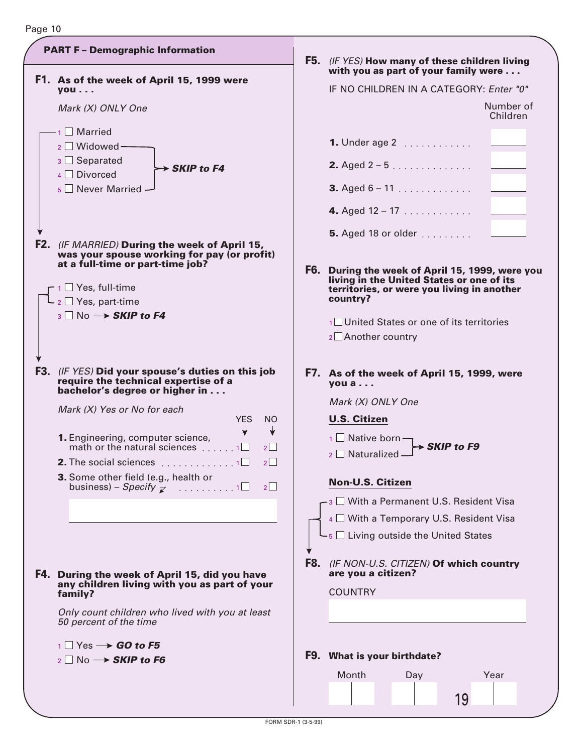## PART F – Demographic Information

**F1. As of the week of April 15, 1999 were you . . .**

*Mark (X) ONLY One*

- 1 ☐ Married
- 2 ☐ Widowed → ***SKIP to F4***
- 3 ☐ Separated → ***SKIP to F4***
- 4 ☐ Divorced → ***SKIP to F4***
- 5 ☐ Never Married → ***SKIP to F4***

**F2.** *(IF MARRIED)* **During the week of April 15, was your spouse working for pay (or profit) at a full-time or part-time job?**

- 1 ☐ Yes, full-time
- 2 ☐ Yes, part-time
- 3 ☐ No → ***SKIP to F4***

**F3.** *(IF YES)* **Did your spouse's duties on this job require the technical expertise of a bachelor's degree or higher in . . .**

*Mark (X) Yes or No for each*

| | YES | NO |
|---|---|---|
| **1.** Engineering, computer science, math or the natural sciences | 1 ☐ | 2 ☐ |
| **2.** The social sciences | 1 ☐ | 2 ☐ |
| **3.** Some other field (e.g., health or business) – *Specify* | 1 ☐ | 2 ☐ |

______________________________

**F4. During the week of April 15, did you have any children living with you as part of your family?**

*Only count children who lived with you at least 50 percent of the time*

- 1 ☐ Yes → ***GO to F5***
- 2 ☐ No → ***SKIP to F6***

**F5.** *(IF YES)* **How many of these children living with you as part of your family were . . .**

IF NO CHILDREN IN A CATEGORY: *Enter "0"*

| | Number of Children |
|---|---|
| **1.** Under age 2 | |
| **2.** Aged 2 – 5 | |
| **3.** Aged 6 – 11 | |
| **4.** Aged 12 – 17 | |
| **5.** Aged 18 or older | |

**F6. During the week of April 15, 1999, were you living in the United States or one of its territories, or were you living in another country?**

- 1 ☐ United States or one of its territories
- 2 ☐ Another country

**F7. As of the week of April 15, 1999, were you a . . .**

*Mark (X) ONLY One*

**U.S. Citizen**

- 1 ☐ Native born → ***SKIP to F9***
- 2 ☐ Naturalized → ***SKIP to F9***

**Non-U.S. Citizen**

- 3 ☐ With a Permanent U.S. Resident Visa
- 4 ☐ With a Temporary U.S. Resident Visa
- 5 ☐ Living outside the United States

**F8.** *(IF NON-U.S. CITIZEN)* **Of which country are you a citizen?**

COUNTRY

______________________________

**F9. What is your birthdate?**

| Month | Day | Year |
|---|---|---|
| | | 19__ |

FORM SDR-1 (3-5-99)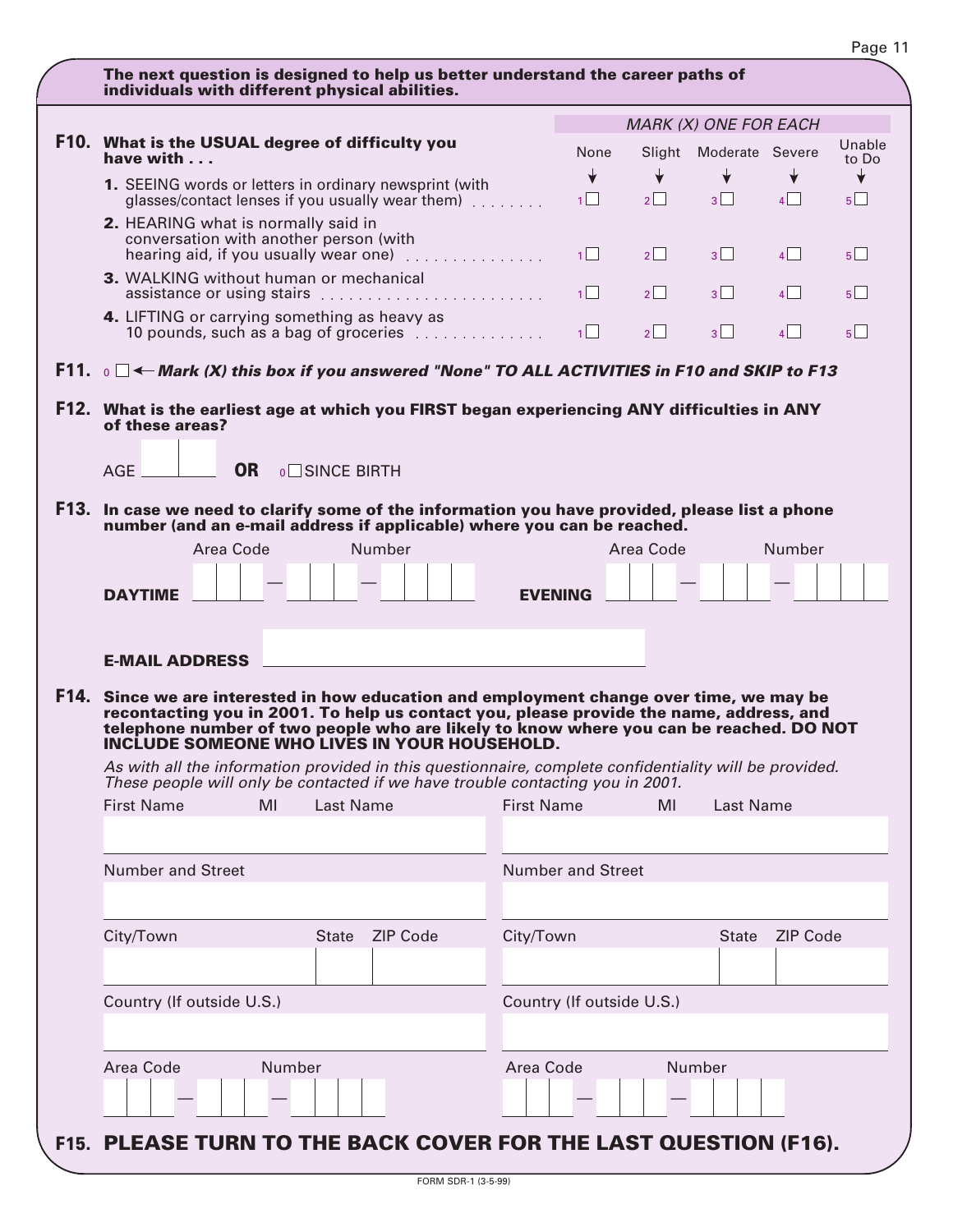**The next question is designed to help us better understand the career paths of individuals with different physical abilities.**

**F10. What is the USUAL degree of difficulty you have with . . .**

*MARK (X) ONE FOR EACH*

| | None | Slight | Moderate | Severe | Unable to Do |
|---|---|---|---|---|---|
| **1.** SEEING words or letters in ordinary newsprint (with glasses/contact lenses if you usually wear them) | 1 ☐ | 2 ☐ | 3 ☐ | 4 ☐ | 5 ☐ |
| **2.** HEARING what is normally said in conversation with another person (with hearing aid, if you usually wear one) | 1 ☐ | 2 ☐ | 3 ☐ | 4 ☐ | 5 ☐ |
| **3.** WALKING without human or mechanical assistance or using stairs | 1 ☐ | 2 ☐ | 3 ☐ | 4 ☐ | 5 ☐ |
| **4.** LIFTING or carrying something as heavy as 10 pounds, such as a bag of groceries | 1 ☐ | 2 ☐ | 3 ☐ | 4 ☐ | 5 ☐ |

**F11.** 0 ☐ ← ***Mark (X) this box if you answered "None" TO ALL ACTIVITIES in F10 and SKIP to F13***

**F12. What is the earliest age at which you FIRST began experiencing ANY difficulties in ANY of these areas?**

AGE ☐☐ **OR** 0 ☐ SINCE BIRTH

**F13. In case we need to clarify some of the information you have provided, please list a phone number (and an e-mail address if applicable) where you can be reached.**

**DAYTIME** Area Code ☐☐☐ — Number ☐☐☐ — ☐☐☐☐ **EVENING** Area Code ☐☐☐ — Number ☐☐☐ — ☐☐☐☐

**E-MAIL ADDRESS** ____________________

**F14. Since we are interested in how education and employment change over time, we may be recontacting you in 2001. To help us contact you, please provide the name, address, and telephone number of two people who are likely to know where you can be reached. DO NOT INCLUDE SOMEONE WHO LIVES IN YOUR HOUSEHOLD.**

*As with all the information provided in this questionnaire, complete confidentiality will be provided. These people will only be contacted if we have trouble contacting you in 2001.*

| Contact 1 | Contact 2 |
|---|---|
| First Name / MI / Last Name | First Name / MI / Last Name |
| Number and Street | Number and Street |
| City/Town / State / ZIP Code | City/Town / State / ZIP Code |
| Country (If outside U.S.) | Country (If outside U.S.) |
| Area Code ☐☐☐ — Number ☐☐☐ — ☐☐☐☐ | Area Code ☐☐☐ — Number ☐☐☐ — ☐☐☐☐ |

**F15. PLEASE TURN TO THE BACK COVER FOR THE LAST QUESTION (F16).**

FORM SDR-1 (3-5-99)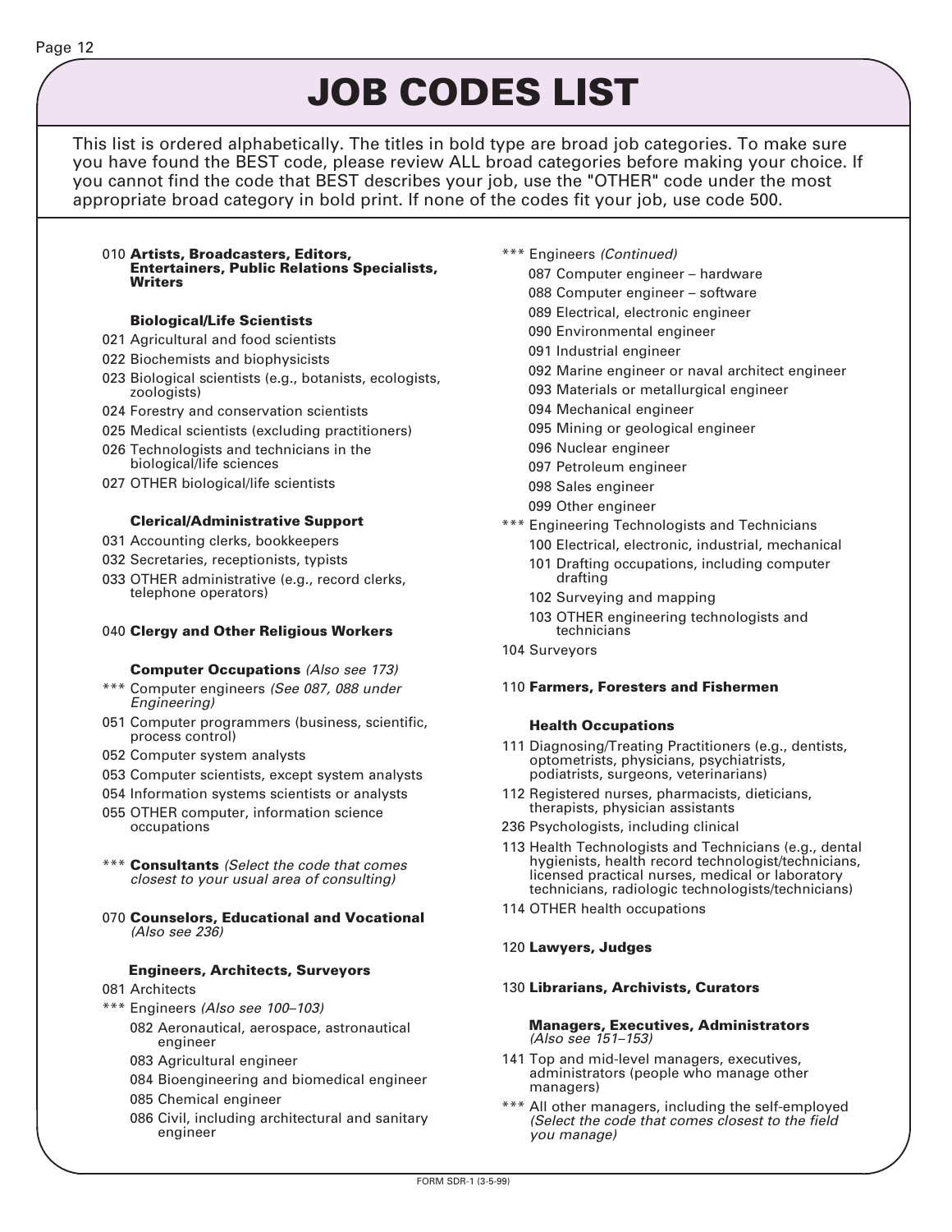# JOB CODES LIST

This list is ordered alphabetically. The titles in bold type are broad job categories. To make sure you have found the BEST code, please review ALL broad categories before making your choice. If you cannot find the code that BEST describes your job, use the "OTHER" code under the most appropriate broad category in bold print. If none of the codes fit your job, use code 500.

010 **Artists, Broadcasters, Editors, Entertainers, Public Relations Specialists, Writers**

**Biological/Life Scientists**

- 021 Agricultural and food scientists
- 022 Biochemists and biophysicists
- 023 Biological scientists (e.g., botanists, ecologists, zoologists)
- 024 Forestry and conservation scientists
- 025 Medical scientists (excluding practitioners)
- 026 Technologists and technicians in the biological/life sciences
- 027 OTHER biological/life scientists

**Clerical/Administrative Support**

- 031 Accounting clerks, bookkeepers
- 032 Secretaries, receptionists, typists
- 033 OTHER administrative (e.g., record clerks, telephone operators)

040 **Clergy and Other Religious Workers**

**Computer Occupations** *(Also see 173)*

- *** Computer engineers *(See 087, 088 under Engineering)*
- 051 Computer programmers (business, scientific, process control)
- 052 Computer system analysts
- 053 Computer scientists, except system analysts
- 054 Information systems scientists or analysts
- 055 OTHER computer, information science occupations

*** **Consultants** *(Select the code that comes closest to your usual area of consulting)*

070 **Counselors, Educational and Vocational** *(Also see 236)*

**Engineers, Architects, Surveyors**

- 081 Architects
- *** Engineers *(Also see 100–103)*
  - 082 Aeronautical, aerospace, astronautical engineer
  - 083 Agricultural engineer
  - 084 Bioengineering and biomedical engineer
  - 085 Chemical engineer
  - 086 Civil, including architectural and sanitary engineer
- *** Engineers *(Continued)*
  - 087 Computer engineer – hardware
  - 088 Computer engineer – software
  - 089 Electrical, electronic engineer
  - 090 Environmental engineer
  - 091 Industrial engineer
  - 092 Marine engineer or naval architect engineer
  - 093 Materials or metallurgical engineer
  - 094 Mechanical engineer
  - 095 Mining or geological engineer
  - 096 Nuclear engineer
  - 097 Petroleum engineer
  - 098 Sales engineer
  - 099 Other engineer
- *** Engineering Technologists and Technicians
  - 100 Electrical, electronic, industrial, mechanical
  - 101 Drafting occupations, including computer drafting
  - 102 Surveying and mapping
  - 103 OTHER engineering technologists and technicians
- 104 Surveyors

110 **Farmers, Foresters and Fishermen**

**Health Occupations**

- 111 Diagnosing/Treating Practitioners (e.g., dentists, optometrists, physicians, psychiatrists, podiatrists, surgeons, veterinarians)
- 112 Registered nurses, pharmacists, dieticians, therapists, physician assistants
- 236 Psychologists, including clinical
- 113 Health Technologists and Technicians (e.g., dental hygienists, health record technologist/technicians, licensed practical nurses, medical or laboratory technicians, radiologic technologists/technicians)
- 114 OTHER health occupations

120 **Lawyers, Judges**

130 **Librarians, Archivists, Curators**

**Managers, Executives, Administrators** *(Also see 151–153)*

- 141 Top and mid-level managers, executives, administrators (people who manage other managers)
- *** All other managers, including the self-employed *(Select the code that comes closest to the field you manage)*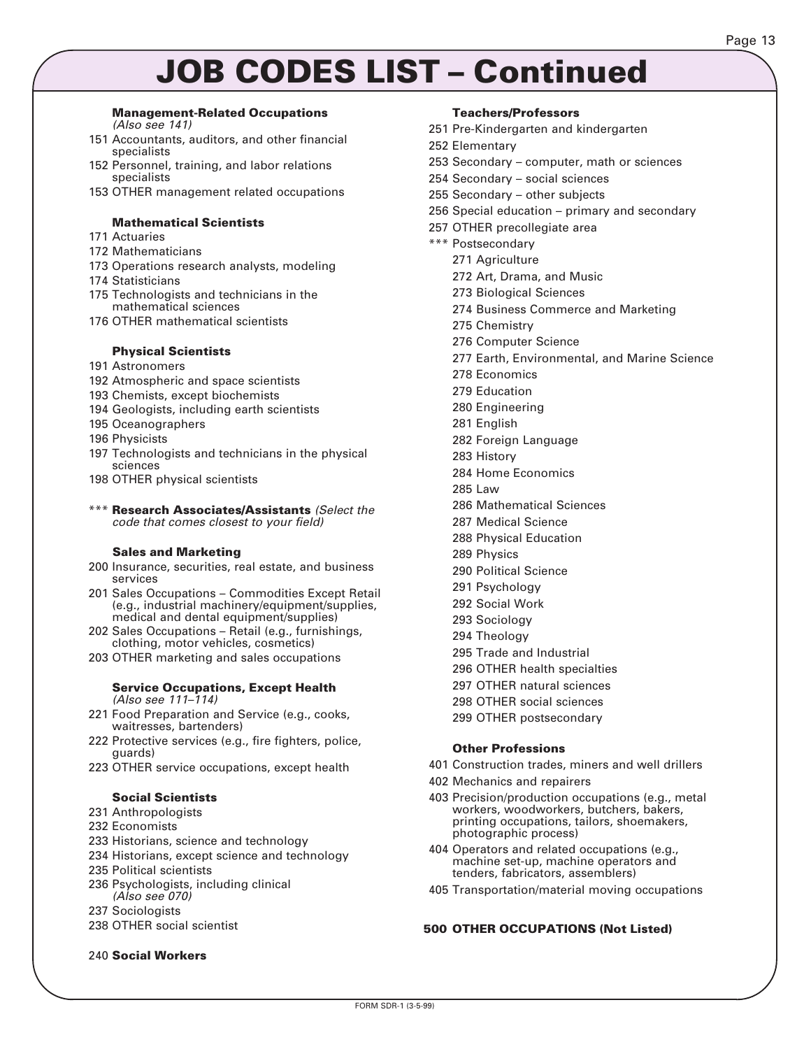# JOB CODES LIST – Continued

### Management-Related Occupations

*(Also see 141)*

151 Accountants, auditors, and other financial specialists
152 Personnel, training, and labor relations specialists
153 OTHER management related occupations

### Mathematical Scientists

171 Actuaries
172 Mathematicians
173 Operations research analysts, modeling
174 Statisticians
175 Technologists and technicians in the mathematical sciences
176 OTHER mathematical scientists

### Physical Scientists

191 Astronomers
192 Atmospheric and space scientists
193 Chemists, except biochemists
194 Geologists, including earth scientists
195 Oceanographers
196 Physicists
197 Technologists and technicians in the physical sciences
198 OTHER physical scientists

*** **Research Associates/Assistants** *(Select the code that comes closest to your field)*

### Sales and Marketing

200 Insurance, securities, real estate, and business services
201 Sales Occupations – Commodities Except Retail (e.g., industrial machinery/equipment/supplies, medical and dental equipment/supplies)
202 Sales Occupations – Retail (e.g., furnishings, clothing, motor vehicles, cosmetics)
203 OTHER marketing and sales occupations

### Service Occupations, Except Health

*(Also see 111–114)*

221 Food Preparation and Service (e.g., cooks, waitresses, bartenders)
222 Protective services (e.g., fire fighters, police, guards)
223 OTHER service occupations, except health

### Social Scientists

231 Anthropologists
232 Economists
233 Historians, science and technology
234 Historians, except science and technology
235 Political scientists
236 Psychologists, including clinical *(Also see 070)*
237 Sociologists
238 OTHER social scientist

240 **Social Workers**

### Teachers/Professors

251 Pre-Kindergarten and kindergarten
252 Elementary
253 Secondary – computer, math or sciences
254 Secondary – social sciences
255 Secondary – other subjects
256 Special education – primary and secondary
257 OTHER precollegiate area
*** Postsecondary
- 271 Agriculture
- 272 Art, Drama, and Music
- 273 Biological Sciences
- 274 Business Commerce and Marketing
- 275 Chemistry
- 276 Computer Science
- 277 Earth, Environmental, and Marine Science
- 278 Economics
- 279 Education
- 280 Engineering
- 281 English
- 282 Foreign Language
- 283 History
- 284 Home Economics
- 285 Law
- 286 Mathematical Sciences
- 287 Medical Science
- 288 Physical Education
- 289 Physics
- 290 Political Science
- 291 Psychology
- 292 Social Work
- 293 Sociology
- 294 Theology
- 295 Trade and Industrial
- 296 OTHER health specialties
- 297 OTHER natural sciences
- 298 OTHER social sciences
- 299 OTHER postsecondary

### Other Professions

401 Construction trades, miners and well drillers
402 Mechanics and repairers
403 Precision/production occupations (e.g., metal workers, woodworkers, butchers, bakers, printing occupations, tailors, shoemakers, photographic process)
404 Operators and related occupations (e.g., machine set-up, machine operators and tenders, fabricators, assemblers)
405 Transportation/material moving occupations

**500 OTHER OCCUPATIONS (Not Listed)**

FORM SDR-1 (3-5-99)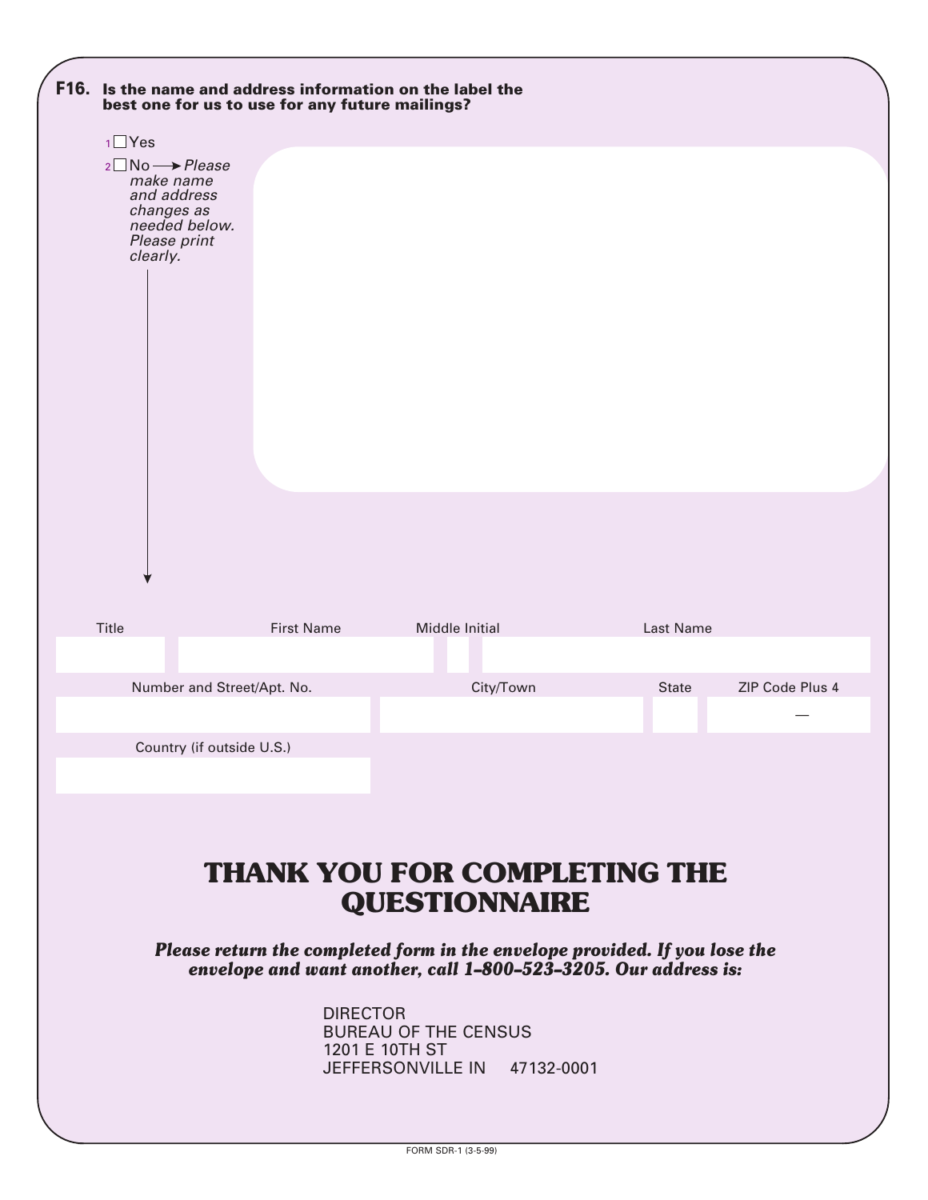**F16. Is the name and address information on the label the best one for us to use for any future mailings?**

1 ☐ Yes

2 ☐ No → *Please make name and address changes as needed below. Please print clearly.*

| Title | First Name | Middle Initial | Last Name |
|---|---|---|---|
| | | | |

| Number and Street/Apt. No. | City/Town | State | ZIP Code Plus 4 |
|---|---|---|---|
| | | | — |

| Country (if outside U.S.) |
|---|
| |

# THANK YOU FOR COMPLETING THE QUESTIONNAIRE

***Please return the completed form in the envelope provided. If you lose the envelope and want another, call 1-800-523-3205. Our address is:***

DIRECTOR
BUREAU OF THE CENSUS
1201 E 10TH ST
JEFFERSONVILLE IN 47132-0001

FORM SDR-1 (3-5-99)